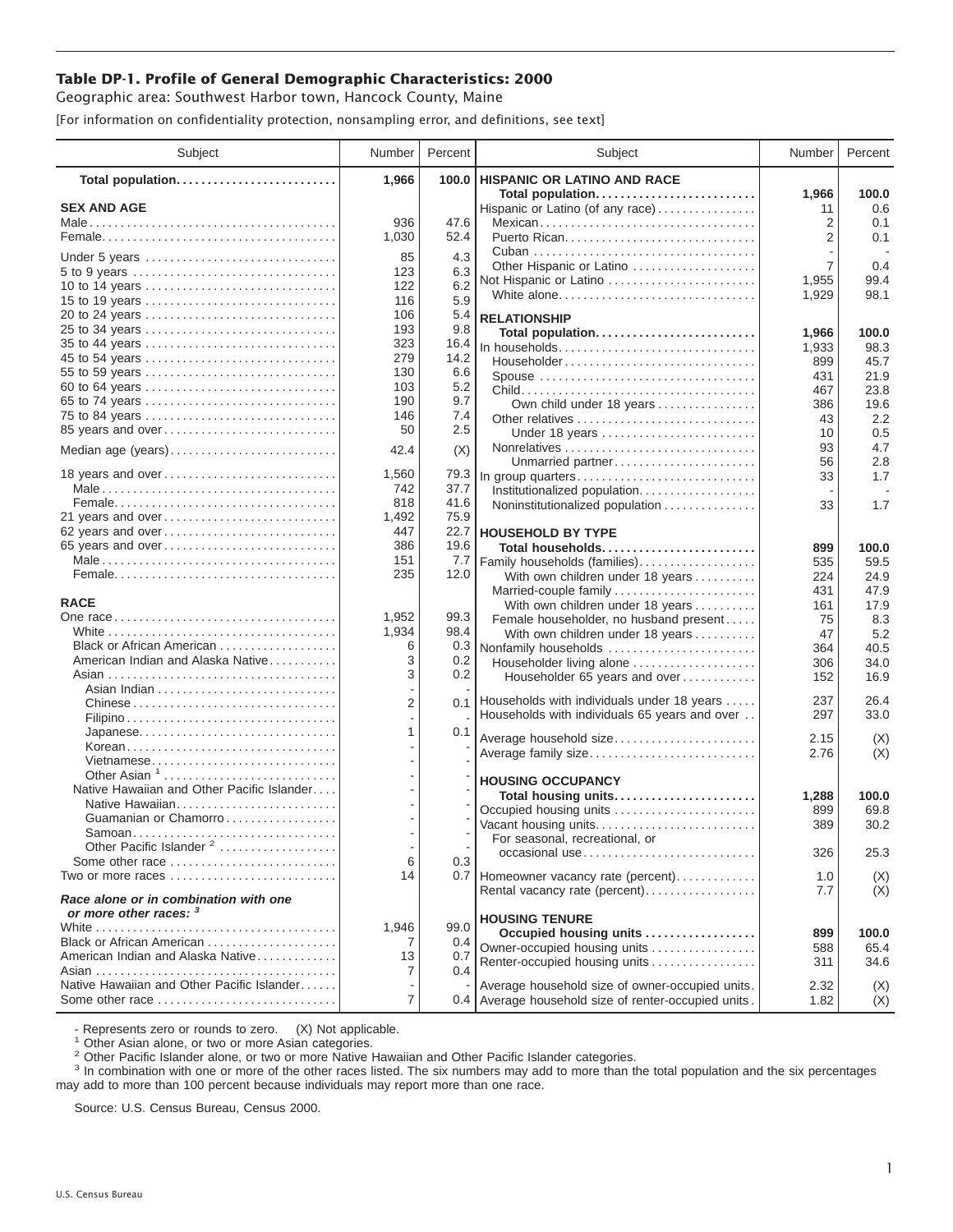# Table DP-1. Profile of General Demographic Characteristics: 2000

Geographic area: Southwest Harbor town, Hancock County, Maine

[For information on confidentiality protection, nonsampling error, and definitions, see text]

| Subject | Number | Percent | Subject | Number | Percent |
|---|---|---|---|---|---|
| **Total population** | **1,966** | **100.0** | **HISPANIC OR LATINO AND RACE** | | |
| | | | **Total population** | **1,966** | **100.0** |
| **SEX AND AGE** | | | Hispanic or Latino (of any race) | 11 | 0.6 |
| Male | 936 | 47.6 | Mexican | 2 | 0.1 |
| Female | 1,030 | 52.4 | Puerto Rican | 2 | 0.1 |
| Under 5 years | 85 | 4.3 | Cuban | - | - |
| 5 to 9 years | 123 | 6.3 | Other Hispanic or Latino | 7 | 0.4 |
| 10 to 14 years | 122 | 6.2 | Not Hispanic or Latino | 1,955 | 99.4 |
| 15 to 19 years | 116 | 5.9 | White alone | 1,929 | 98.1 |
| 20 to 24 years | 106 | 5.4 | **RELATIONSHIP** | | |
| 25 to 34 years | 193 | 9.8 | **Total population** | **1,966** | **100.0** |
| 35 to 44 years | 323 | 16.4 | In households | 1,933 | 98.3 |
| 45 to 54 years | 279 | 14.2 | Householder | 899 | 45.7 |
| 55 to 59 years | 130 | 6.6 | Spouse | 431 | 21.9 |
| 60 to 64 years | 103 | 5.2 | Child | 467 | 23.8 |
| 65 to 74 years | 190 | 9.7 | Own child under 18 years | 386 | 19.6 |
| 75 to 84 years | 146 | 7.4 | Other relatives | 43 | 2.2 |
| 85 years and over | 50 | 2.5 | Under 18 years | 10 | 0.5 |
| Median age (years) | 42.4 | (X) | Nonrelatives | 93 | 4.7 |
| | | | Unmarried partner | 56 | 2.8 |
| 18 years and over | 1,560 | 79.3 | In group quarters | 33 | 1.7 |
| Male | 742 | 37.7 | Institutionalized population | - | - |
| Female | 818 | 41.6 | Noninstitutionalized population | 33 | 1.7 |
| 21 years and over | 1,492 | 75.9 | | | |
| 62 years and over | 447 | 22.7 | **HOUSEHOLD BY TYPE** | | |
| 65 years and over | 386 | 19.6 | **Total households** | **899** | **100.0** |
| Male | 151 | 7.7 | Family households (families) | 535 | 59.5 |
| Female | 235 | 12.0 | With own children under 18 years | 224 | 24.9 |
| | | | Married-couple family | 431 | 47.9 |
| **RACE** | | | With own children under 18 years | 161 | 17.9 |
| One race | 1,952 | 99.3 | Female householder, no husband present | 75 | 8.3 |
| White | 1,934 | 98.4 | With own children under 18 years | 47 | 5.2 |
| Black or African American | 6 | 0.3 | Nonfamily households | 364 | 40.5 |
| American Indian and Alaska Native | 3 | 0.2 | Householder living alone | 306 | 34.0 |
| Asian | 3 | 0.2 | Householder 65 years and over | 152 | 16.9 |
| Asian Indian | - | - | | | |
| Chinese | 2 | 0.1 | Households with individuals under 18 years | 237 | 26.4 |
| Filipino | - | - | Households with individuals 65 years and over | 297 | 33.0 |
| Japanese | 1 | 0.1 | Average household size | 2.15 | (X) |
| Korean | - | - | Average family size | 2.76 | (X) |
| Vietnamese | - | - | | | |
| Other Asian [1] | - | - | **HOUSING OCCUPANCY** | | |
| Native Hawaiian and Other Pacific Islander | - | - | **Total housing units** | **1,288** | **100.0** |
| Native Hawaiian | - | - | Occupied housing units | 899 | 69.8 |
| Guamanian or Chamorro | - | - | Vacant housing units | 389 | 30.2 |
| Samoan | - | - | For seasonal, recreational, or | | |
| Other Pacific Islander [2] | - | - | occasional use | 326 | 25.3 |
| Some other race | 6 | 0.3 | | | |
| Two or more races | 14 | 0.7 | Homeowner vacancy rate (percent) | 1.0 | (X) |
| | | | Rental vacancy rate (percent) | 7.7 | (X) |
| ***Race alone or in combination with one or more other races:*** [3] | | | | | |
| | | | **HOUSING TENURE** | | |
| White | 1,946 | 99.0 | **Occupied housing units** | **899** | **100.0** |
| Black or African American | 7 | 0.4 | Owner-occupied housing units | 588 | 65.4 |
| American Indian and Alaska Native | 13 | 0.7 | Renter-occupied housing units | 311 | 34.6 |
| Asian | 7 | 0.4 | | | |
| Native Hawaiian and Other Pacific Islander | - | - | Average household size of owner-occupied units | 2.32 | (X) |
| Some other race | 7 | 0.4 | Average household size of renter-occupied units | 1.82 | (X) |

- Represents zero or rounds to zero. (X) Not applicable.

[1] Other Asian alone, or two or more Asian categories.

[2] Other Pacific Islander alone, or two or more Native Hawaiian and Other Pacific Islander categories.

[3] In combination with one or more of the other races listed. The six numbers may add to more than the total population and the six percentages may add to more than 100 percent because individuals may report more than one race.

Source: U.S. Census Bureau, Census 2000.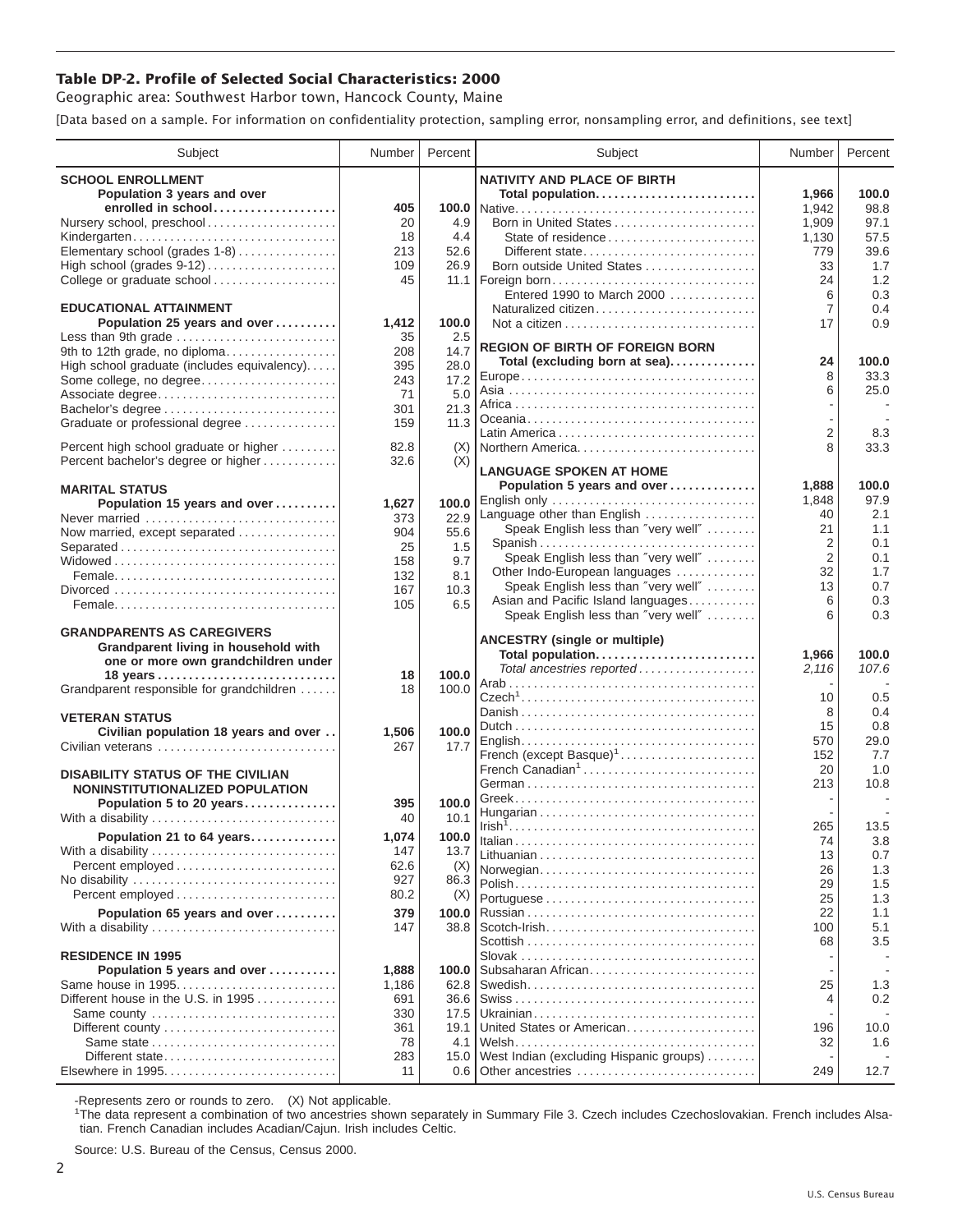### Table DP-2. Profile of Selected Social Characteristics: 2000

Geographic area: Southwest Harbor town, Hancock County, Maine

[Data based on a sample. For information on confidentiality protection, sampling error, nonsampling error, and definitions, see text]

| Subject | Number | Percent |
|---|---|---|
| **SCHOOL ENROLLMENT** | | |
| **Population 3 years and over enrolled in school** | **405** | **100.0** |
| Nursery school, preschool | 20 | 4.9 |
| Kindergarten | 18 | 4.4 |
| Elementary school (grades 1-8) | 213 | 52.6 |
| High school (grades 9-12) | 109 | 26.9 |
| College or graduate school | 45 | 11.1 |
| **EDUCATIONAL ATTAINMENT** | | |
| **Population 25 years and over** | **1,412** | **100.0** |
| Less than 9th grade | 35 | 2.5 |
| 9th to 12th grade, no diploma | 208 | 14.7 |
| High school graduate (includes equivalency) | 395 | 28.0 |
| Some college, no degree | 243 | 17.2 |
| Associate degree | 71 | 5.0 |
| Bachelor's degree | 301 | 21.3 |
| Graduate or professional degree | 159 | 11.3 |
| Percent high school graduate or higher | 82.8 | (X) |
| Percent bachelor's degree or higher | 32.6 | (X) |
| **MARITAL STATUS** | | |
| **Population 15 years and over** | **1,627** | **100.0** |
| Never married | 373 | 22.9 |
| Now married, except separated | 904 | 55.6 |
| Separated | 25 | 1.5 |
| Widowed | 158 | 9.7 |
| Female | 132 | 8.1 |
| Divorced | 167 | 10.3 |
| Female | 105 | 6.5 |
| **GRANDPARENTS AS CAREGIVERS** | | |
| **Grandparent living in household with one or more own grandchildren under 18 years** | **18** | **100.0** |
| Grandparent responsible for grandchildren | 18 | 100.0 |
| **VETERAN STATUS** | | |
| **Civilian population 18 years and over** | **1,506** | **100.0** |
| Civilian veterans | 267 | 17.7 |
| **DISABILITY STATUS OF THE CIVILIAN NONINSTITUTIONALIZED POPULATION** | | |
| **Population 5 to 20 years** | **395** | **100.0** |
| With a disability | 40 | 10.1 |
| **Population 21 to 64 years** | **1,074** | **100.0** |
| With a disability | 147 | 13.7 |
| Percent employed | 62.6 | (X) |
| No disability | 927 | 86.3 |
| Percent employed | 80.2 | (X) |
| **Population 65 years and over** | **379** | **100.0** |
| With a disability | 147 | 38.8 |
| **RESIDENCE IN 1995** | | |
| **Population 5 years and over** | **1,888** | **100.0** |
| Same house in 1995 | 1,186 | 62.8 |
| Different house in the U.S. in 1995 | 691 | 36.6 |
| Same county | 330 | 17.5 |
| Different county | 361 | 19.1 |
| Same state | 78 | 4.1 |
| Different state | 283 | 15.0 |
| Elsewhere in 1995 | 11 | 0.6 |

| Subject | Number | Percent |
|---|---|---|
| **NATIVITY AND PLACE OF BIRTH** | | |
| **Total population** | **1,966** | **100.0** |
| Native | 1,942 | 98.8 |
| Born in United States | 1,909 | 97.1 |
| State of residence | 1,130 | 57.5 |
| Different state | 779 | 39.6 |
| Born outside United States | 33 | 1.7 |
| Foreign born | 24 | 1.2 |
| Entered 1990 to March 2000 | 6 | 0.3 |
| Naturalized citizen | 7 | 0.4 |
| Not a citizen | 17 | 0.9 |
| **REGION OF BIRTH OF FOREIGN BORN** | | |
| **Total (excluding born at sea)** | **24** | **100.0** |
| Europe | 8 | 33.3 |
| Asia | 6 | 25.0 |
| Africa | - | - |
| Oceania | - | - |
| Latin America | 2 | 8.3 |
| Northern America | 8 | 33.3 |
| **LANGUAGE SPOKEN AT HOME** | | |
| **Population 5 years and over** | **1,888** | **100.0** |
| English only | 1,848 | 97.9 |
| Language other than English | 40 | 2.1 |
| Speak English less than "very well" | 21 | 1.1 |
| Spanish | 2 | 0.1 |
| Speak English less than "very well" | 2 | 0.1 |
| Other Indo-European languages | 32 | 1.7 |
| Speak English less than "very well" | 13 | 0.7 |
| Asian and Pacific Island languages | 6 | 0.3 |
| Speak English less than "very well" | 6 | 0.3 |
| **ANCESTRY (single or multiple)** | | |
| **Total population** | **1,966** | **100.0** |
| *Total ancestries reported* | *2,116* | *107.6* |
| Arab | - | - |
| Czech[1] | 10 | 0.5 |
| Danish | 8 | 0.4 |
| Dutch | 15 | 0.8 |
| English | 570 | 29.0 |
| French (except Basque)[1] | 152 | 7.7 |
| French Canadian[1] | 20 | 1.0 |
| German | 213 | 10.8 |
| Greek | - | - |
| Hungarian | - | - |
| Irish[1] | 265 | 13.5 |
| Italian | 74 | 3.8 |
| Lithuanian | 13 | 0.7 |
| Norwegian | 26 | 1.3 |
| Polish | 29 | 1.5 |
| Portuguese | 25 | 1.3 |
| Russian | 22 | 1.1 |
| Scotch-Irish | 100 | 5.1 |
| Scottish | 68 | 3.5 |
| Slovak | - | - |
| Subsaharan African | - | - |
| Swedish | 25 | 1.3 |
| Swiss | 4 | 0.2 |
| Ukrainian | - | - |
| United States or American | 196 | 10.0 |
| Welsh | 32 | 1.6 |
| West Indian (excluding Hispanic groups) | - | - |
| Other ancestries | 249 | 12.7 |

-Represents zero or rounds to zero. (X) Not applicable.

[1]The data represent a combination of two ancestries shown separately in Summary File 3. Czech includes Czechoslovakian. French includes Alsatian. French Canadian includes Acadian/Cajun. Irish includes Celtic.

Source: U.S. Bureau of the Census, Census 2000.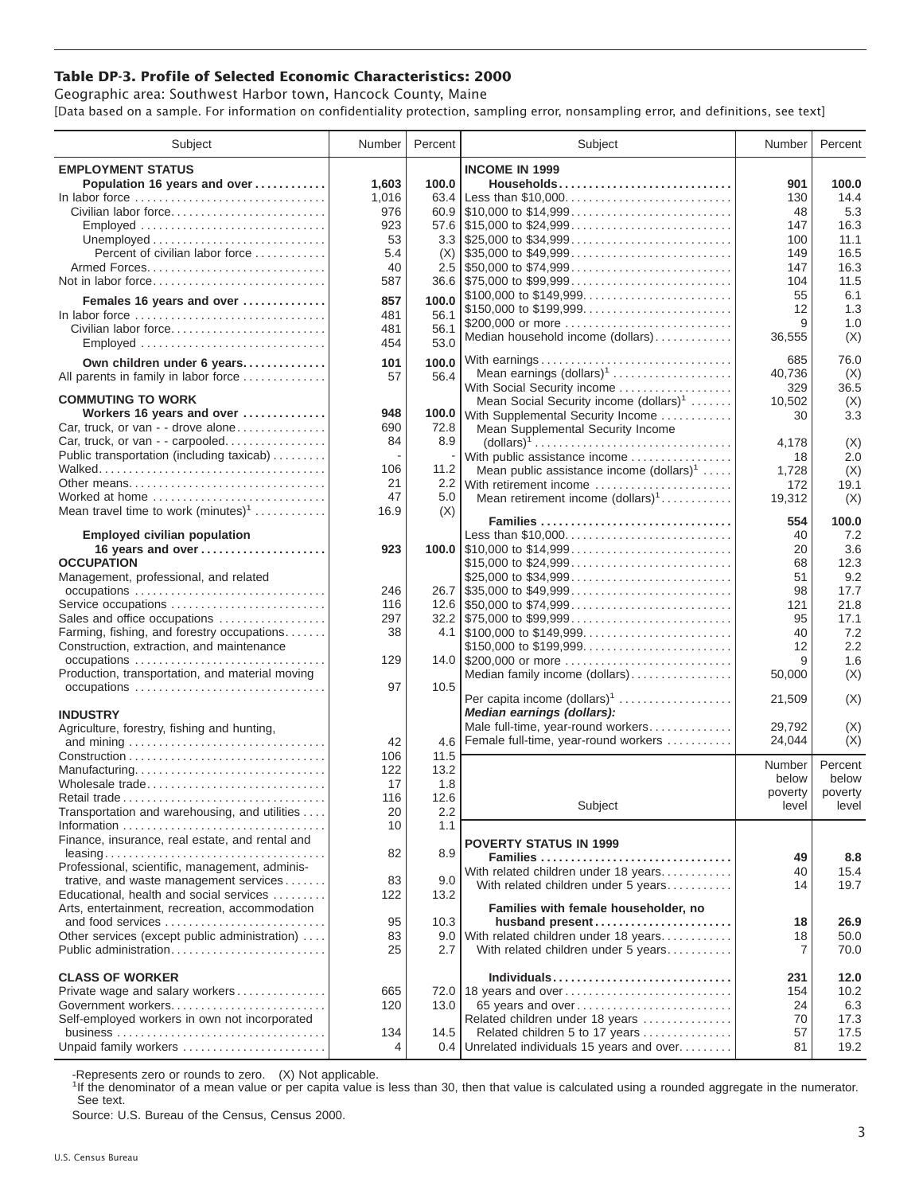## Table DP-3. Profile of Selected Economic Characteristics: 2000

Geographic area: Southwest Harbor town, Hancock County, Maine

[Data based on a sample. For information on confidentiality protection, sampling error, nonsampling error, and definitions, see text]

| Subject | Number | Percent |
|---|---|---|
| **EMPLOYMENT STATUS** | | |
| **Population 16 years and over** | **1,603** | **100.0** |
| In labor force | 1,016 | 63.4 |
| Civilian labor force | 976 | 60.9 |
| Employed | 923 | 57.6 |
| Unemployed | 53 | 3.3 |
| Percent of civilian labor force | 5.4 | (X) |
| Armed Forces | 40 | 2.5 |
| Not in labor force | 587 | 36.6 |
| **Females 16 years and over** | **857** | **100.0** |
| In labor force | 481 | 56.1 |
| Civilian labor force | 481 | 56.1 |
| Employed | 454 | 53.0 |
| **Own children under 6 years** | **101** | **100.0** |
| All parents in family in labor force | 57 | 56.4 |
| **COMMUTING TO WORK** | | |
| **Workers 16 years and over** | **948** | **100.0** |
| Car, truck, or van - - drove alone | 690 | 72.8 |
| Car, truck, or van - - carpooled | 84 | 8.9 |
| Public transportation (including taxicab) | - | - |
| Walked | 106 | 11.2 |
| Other means | 21 | 2.2 |
| Worked at home | 47 | 5.0 |
| Mean travel time to work (minutes)[1] | 16.9 | (X) |
| **Employed civilian population 16 years and over** | **923** | **100.0** |
| **OCCUPATION** | | |
| Management, professional, and related occupations | 246 | 26.7 |
| Service occupations | 116 | 12.6 |
| Sales and office occupations | 297 | 32.2 |
| Farming, fishing, and forestry occupations | 38 | 4.1 |
| Construction, extraction, and maintenance occupations | 129 | 14.0 |
| Production, transportation, and material moving occupations | 97 | 10.5 |
| **INDUSTRY** | | |
| Agriculture, forestry, fishing and hunting, and mining | 42 | 4.6 |
| Construction | 106 | 11.5 |
| Manufacturing | 122 | 13.2 |
| Wholesale trade | 17 | 1.8 |
| Retail trade | 116 | 12.6 |
| Transportation and warehousing, and utilities | 20 | 2.2 |
| Information | 10 | 1.1 |
| Finance, insurance, real estate, and rental and leasing | 82 | 8.9 |
| Professional, scientific, management, administrative, and waste management services | 83 | 9.0 |
| Educational, health and social services | 122 | 13.2 |
| Arts, entertainment, recreation, accommodation and food services | 95 | 10.3 |
| Other services (except public administration) | 83 | 9.0 |
| Public administration | 25 | 2.7 |
| **CLASS OF WORKER** | | |
| Private wage and salary workers | 665 | 72.0 |
| Government workers | 120 | 13.0 |
| Self-employed workers in own not incorporated business | 134 | 14.5 |
| Unpaid family workers | 4 | 0.4 |

| Subject | Number | Percent |
|---|---|---|
| **INCOME IN 1999** | | |
| **Households** | **901** | **100.0** |
| Less than $10,000 | 130 | 14.4 |
| $10,000 to $14,999 | 48 | 5.3 |
| $15,000 to $24,999 | 147 | 16.3 |
| $25,000 to $34,999 | 100 | 11.1 |
| $35,000 to $49,999 | 149 | 16.5 |
| $50,000 to $74,999 | 147 | 16.3 |
| $75,000 to $99,999 | 104 | 11.5 |
| $100,000 to $149,999 | 55 | 6.1 |
| $150,000 to $199,999 | 12 | 1.3 |
| $200,000 or more | 9 | 1.0 |
| Median household income (dollars) | 36,555 | (X) |
| With earnings | 685 | 76.0 |
| Mean earnings (dollars)[1] | 40,736 | (X) |
| With Social Security income | 329 | 36.5 |
| Mean Social Security income (dollars)[1] | 10,502 | (X) |
| With Supplemental Security Income | 30 | 3.3 |
| Mean Supplemental Security Income (dollars)[1] | 4,178 | (X) |
| With public assistance income | 18 | 2.0 |
| Mean public assistance income (dollars)[1] | 1,728 | (X) |
| With retirement income | 172 | 19.1 |
| Mean retirement income (dollars)[1] | 19,312 | (X) |
| **Families** | **554** | **100.0** |
| Less than $10,000 | 40 | 7.2 |
| $10,000 to $14,999 | 20 | 3.6 |
| $15,000 to $24,999 | 68 | 12.3 |
| $25,000 to $34,999 | 51 | 9.2 |
| $35,000 to $49,999 | 98 | 17.7 |
| $50,000 to $74,999 | 121 | 21.8 |
| $75,000 to $99,999 | 95 | 17.1 |
| $100,000 to $149,999 | 40 | 7.2 |
| $150,000 to $199,999 | 12 | 2.2 |
| $200,000 or more | 9 | 1.6 |
| Median family income (dollars) | 50,000 | (X) |
| Per capita income (dollars)[1] | 21,509 | (X) |
| ***Median earnings (dollars):*** | | |
| Male full-time, year-round workers | 29,792 | (X) |
| Female full-time, year-round workers | 24,044 | (X) |

| Subject | Number below poverty level | Percent below poverty level |
|---|---|---|
| **POVERTY STATUS IN 1999** | | |
| **Families** | **49** | **8.8** |
| With related children under 18 years | 40 | 15.4 |
| With related children under 5 years | 14 | 19.7 |
| **Families with female householder, no husband present** | **18** | **26.9** |
| With related children under 18 years | 18 | 50.0 |
| With related children under 5 years | 7 | 70.0 |
| **Individuals** | **231** | **12.0** |
| 18 years and over | 154 | 10.2 |
| 65 years and over | 24 | 6.3 |
| Related children under 18 years | 70 | 17.3 |
| Related children 5 to 17 years | 57 | 17.5 |
| Unrelated individuals 15 years and over | 81 | 19.2 |

-Represents zero or rounds to zero. (X) Not applicable.

[1]If the denominator of a mean value or per capita value is less than 30, then that value is calculated using a rounded aggregate in the numerator. See text.

Source: U.S. Bureau of the Census, Census 2000.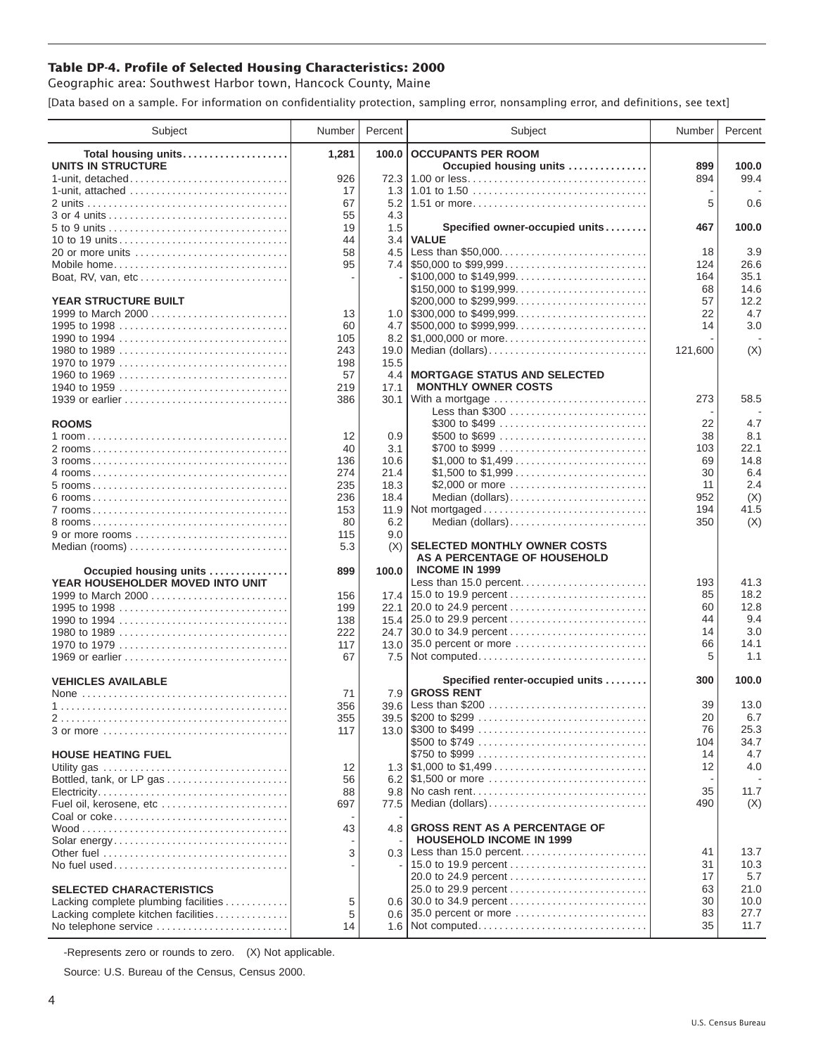## Table DP-4. Profile of Selected Housing Characteristics: 2000

Geographic area: Southwest Harbor town, Hancock County, Maine

[Data based on a sample. For information on confidentiality protection, sampling error, nonsampling error, and definitions, see text]

| Subject | Number | Percent | Subject | Number | Percent |
|---|---|---|---|---|---|
| **Total housing units** | **1,281** | **100.0** | **OCCUPANTS PER ROOM** | | |
| **UNITS IN STRUCTURE** | | | **Occupied housing units** | **899** | **100.0** |
| 1-unit, detached | 926 | 72.3 | 1.00 or less | 894 | 99.4 |
| 1-unit, attached | 17 | 1.3 | 1.01 to 1.50 | - | - |
| 2 units | 67 | 5.2 | 1.51 or more | 5 | 0.6 |
| 3 or 4 units | 55 | 4.3 | | | |
| 5 to 9 units | 19 | 1.5 | **Specified owner-occupied units** | **467** | **100.0** |
| 10 to 19 units | 44 | 3.4 | **VALUE** | | |
| 20 or more units | 58 | 4.5 | Less than $50,000 | 18 | 3.9 |
| Mobile home | 95 | 7.4 | $50,000 to $99,999 | 124 | 26.6 |
| Boat, RV, van, etc | - | - | $100,000 to $149,999 | 164 | 35.1 |
| | | | $150,000 to $199,999 | 68 | 14.6 |
| **YEAR STRUCTURE BUILT** | | | $200,000 to $299,999 | 57 | 12.2 |
| 1999 to March 2000 | 13 | 1.0 | $300,000 to $499,999 | 22 | 4.7 |
| 1995 to 1998 | 60 | 4.7 | $500,000 to $999,999 | 14 | 3.0 |
| 1990 to 1994 | 105 | 8.2 | $1,000,000 or more | - | - |
| 1980 to 1989 | 243 | 19.0 | Median (dollars) | 121,600 | (X) |
| 1970 to 1979 | 198 | 15.5 | | | |
| 1960 to 1969 | 57 | 4.4 | **MORTGAGE STATUS AND SELECTED MONTHLY OWNER COSTS** | | |
| 1940 to 1959 | 219 | 17.1 | | | |
| 1939 or earlier | 386 | 30.1 | With a mortgage | 273 | 58.5 |
| | | | Less than $300 | - | - |
| **ROOMS** | | | $300 to $499 | 22 | 4.7 |
| 1 room | 12 | 0.9 | $500 to $699 | 38 | 8.1 |
| 2 rooms | 40 | 3.1 | $700 to $999 | 103 | 22.1 |
| 3 rooms | 136 | 10.6 | $1,000 to $1,499 | 69 | 14.8 |
| 4 rooms | 274 | 21.4 | $1,500 to $1,999 | 30 | 6.4 |
| 5 rooms | 235 | 18.3 | $2,000 or more | 11 | 2.4 |
| 6 rooms | 236 | 18.4 | Median (dollars) | 952 | (X) |
| 7 rooms | 153 | 11.9 | Not mortgaged | 194 | 41.5 |
| 8 rooms | 80 | 6.2 | Median (dollars) | 350 | (X) |
| 9 or more rooms | 115 | 9.0 | | | |
| Median (rooms) | 5.3 | (X) | **SELECTED MONTHLY OWNER COSTS AS A PERCENTAGE OF HOUSEHOLD INCOME IN 1999** | | |
| **Occupied housing units** | **899** | **100.0** | | | |
| **YEAR HOUSEHOLDER MOVED INTO UNIT** | | | Less than 15.0 percent | 193 | 41.3 |
| 1999 to March 2000 | 156 | 17.4 | 15.0 to 19.9 percent | 85 | 18.2 |
| 1995 to 1998 | 199 | 22.1 | 20.0 to 24.9 percent | 60 | 12.8 |
| 1990 to 1994 | 138 | 15.4 | 25.0 to 29.9 percent | 44 | 9.4 |
| 1980 to 1989 | 222 | 24.7 | 30.0 to 34.9 percent | 14 | 3.0 |
| 1970 to 1979 | 117 | 13.0 | 35.0 percent or more | 66 | 14.1 |
| 1969 or earlier | 67 | 7.5 | Not computed | 5 | 1.1 |
| | | | | | |
| **VEHICLES AVAILABLE** | | | **Specified renter-occupied units** | **300** | **100.0** |
| None | 71 | 7.9 | **GROSS RENT** | | |
| 1 | 356 | 39.6 | Less than $200 | 39 | 13.0 |
| 2 | 355 | 39.5 | $200 to $299 | 20 | 6.7 |
| 3 or more | 117 | 13.0 | $300 to $499 | 76 | 25.3 |
| | | | $500 to $749 | 104 | 34.7 |
| **HOUSE HEATING FUEL** | | | $750 to $999 | 14 | 4.7 |
| Utility gas | 12 | 1.3 | $1,000 to $1,499 | 12 | 4.0 |
| Bottled, tank, or LP gas | 56 | 6.2 | $1,500 or more | - | - |
| Electricity | 88 | 9.8 | No cash rent | 35 | 11.7 |
| Fuel oil, kerosene, etc | 697 | 77.5 | Median (dollars) | 490 | (X) |
| Coal or coke | - | - | | | |
| Wood | 43 | 4.8 | **GROSS RENT AS A PERCENTAGE OF HOUSEHOLD INCOME IN 1999** | | |
| Solar energy | - | - | | | |
| Other fuel | 3 | 0.3 | Less than 15.0 percent | 41 | 13.7 |
| No fuel used | - | - | 15.0 to 19.9 percent | 31 | 10.3 |
| | | | 20.0 to 24.9 percent | 17 | 5.7 |
| **SELECTED CHARACTERISTICS** | | | 25.0 to 29.9 percent | 63 | 21.0 |
| Lacking complete plumbing facilities | 5 | 0.6 | 30.0 to 34.9 percent | 30 | 10.0 |
| Lacking complete kitchen facilities | 5 | 0.6 | 35.0 percent or more | 83 | 27.7 |
| No telephone service | 14 | 1.6 | Not computed | 35 | 11.7 |

-Represents zero or rounds to zero. (X) Not applicable.

Source: U.S. Bureau of the Census, Census 2000.